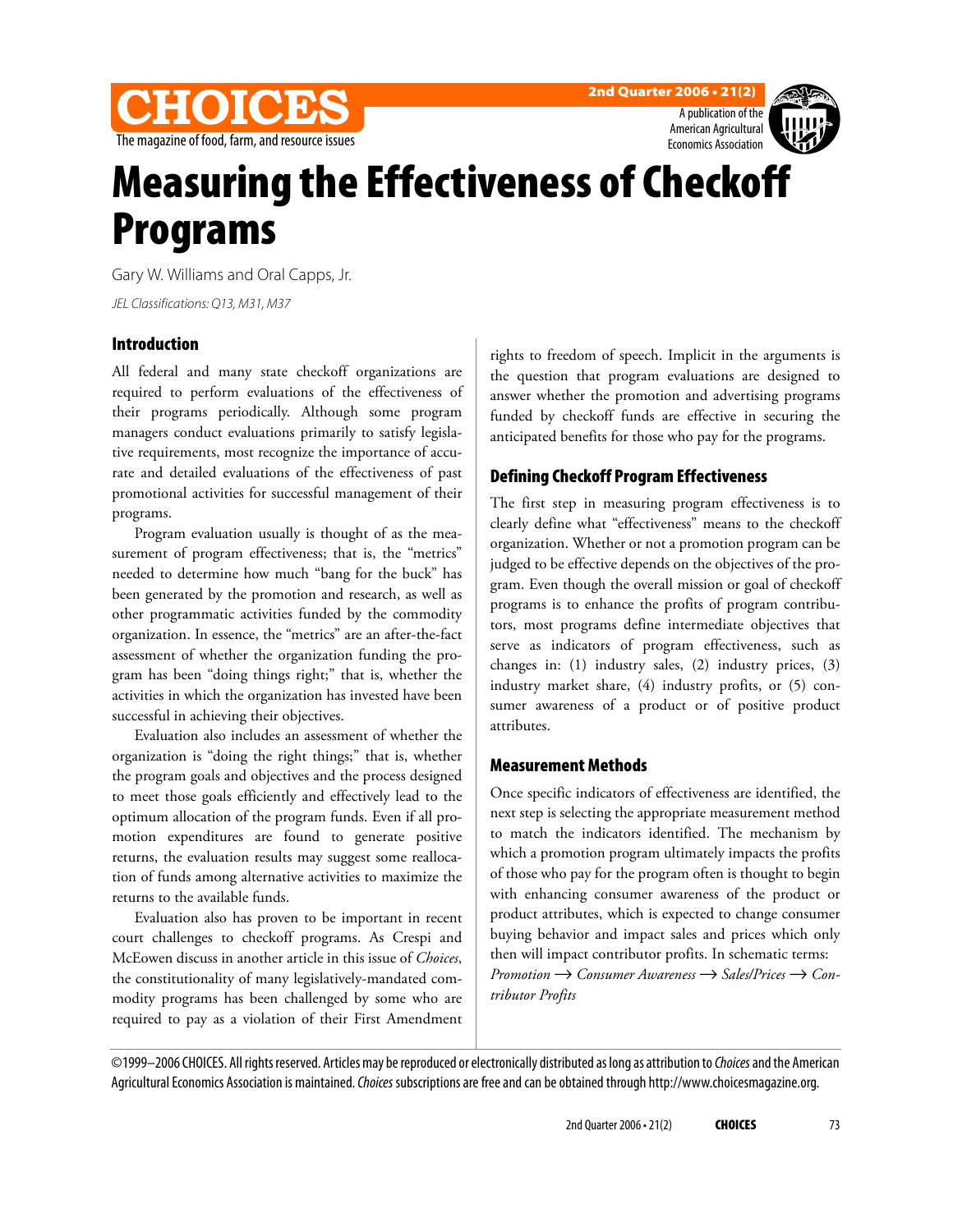# Measuring the Effectiveness of Checkoff Programs

Gary W. Williams and Oral Capps, Jr.

*JEL Classifications: Q13, M31, M37*

## Introduction

All federal and many state checkoff organizations are required to perform evaluations of the effectiveness of their programs periodically. Although some program managers conduct evaluations primarily to satisfy legislative requirements, most recognize the importance of accurate and detailed evaluations of the effectiveness of past promotional activities for successful management of their programs.

Program evaluation usually is thought of as the measurement of program effectiveness; that is, the "metrics" needed to determine how much "bang for the buck" has been generated by the promotion and research, as well as other programmatic activities funded by the commodity organization. In essence, the "metrics" are an after-the-fact assessment of whether the organization funding the program has been "doing things right;" that is, whether the activities in which the organization has invested have been successful in achieving their objectives.

Evaluation also includes an assessment of whether the organization is "doing the right things;" that is, whether the program goals and objectives and the process designed to meet those goals efficiently and effectively lead to the optimum allocation of the program funds. Even if all promotion expenditures are found to generate positive returns, the evaluation results may suggest some reallocation of funds among alternative activities to maximize the returns to the available funds.

Evaluation also has proven to be important in recent court challenges to checkoff programs. As Crespi and McEowen discuss in another article in this issue of *Choices*, the constitutionality of many legislatively-mandated commodity programs has been challenged by some who are required to pay as a violation of their First Amendment rights to freedom of speech. Implicit in the arguments is the question that program evaluations are designed to answer whether the promotion and advertising programs funded by checkoff funds are effective in securing the anticipated benefits for those who pay for the programs.

## Defining Checkoff Program Effectiveness

The first step in measuring program effectiveness is to clearly define what "effectiveness" means to the checkoff organization. Whether or not a promotion program can be judged to be effective depends on the objectives of the program. Even though the overall mission or goal of checkoff programs is to enhance the profits of program contributors, most programs define intermediate objectives that serve as indicators of program effectiveness, such as changes in: (1) industry sales, (2) industry prices, (3) industry market share, (4) industry profits, or (5) consumer awareness of a product or of positive product attributes.

## Measurement Methods

Once specific indicators of effectiveness are identified, the next step is selecting the appropriate measurement method to match the indicators identified. The mechanism by which a promotion program ultimately impacts the profits of those who pay for the program often is thought to begin with enhancing consumer awareness of the product or product attributes, which is expected to change consumer buying behavior and impact sales and prices which only then will impact contributor profits. In schematic terms: *Promotion → Consumer Awareness → Sales/Prices → Contributor Profits*

©1999–2006 CHOICES. All rights reserved. Articles may be reproduced or electronically distributed as long as attribution to *Choices* and the American Agricultural Economics Association is maintained. *Choices* subscriptions are free and can be obtained through http://www.choicesmagazine.org.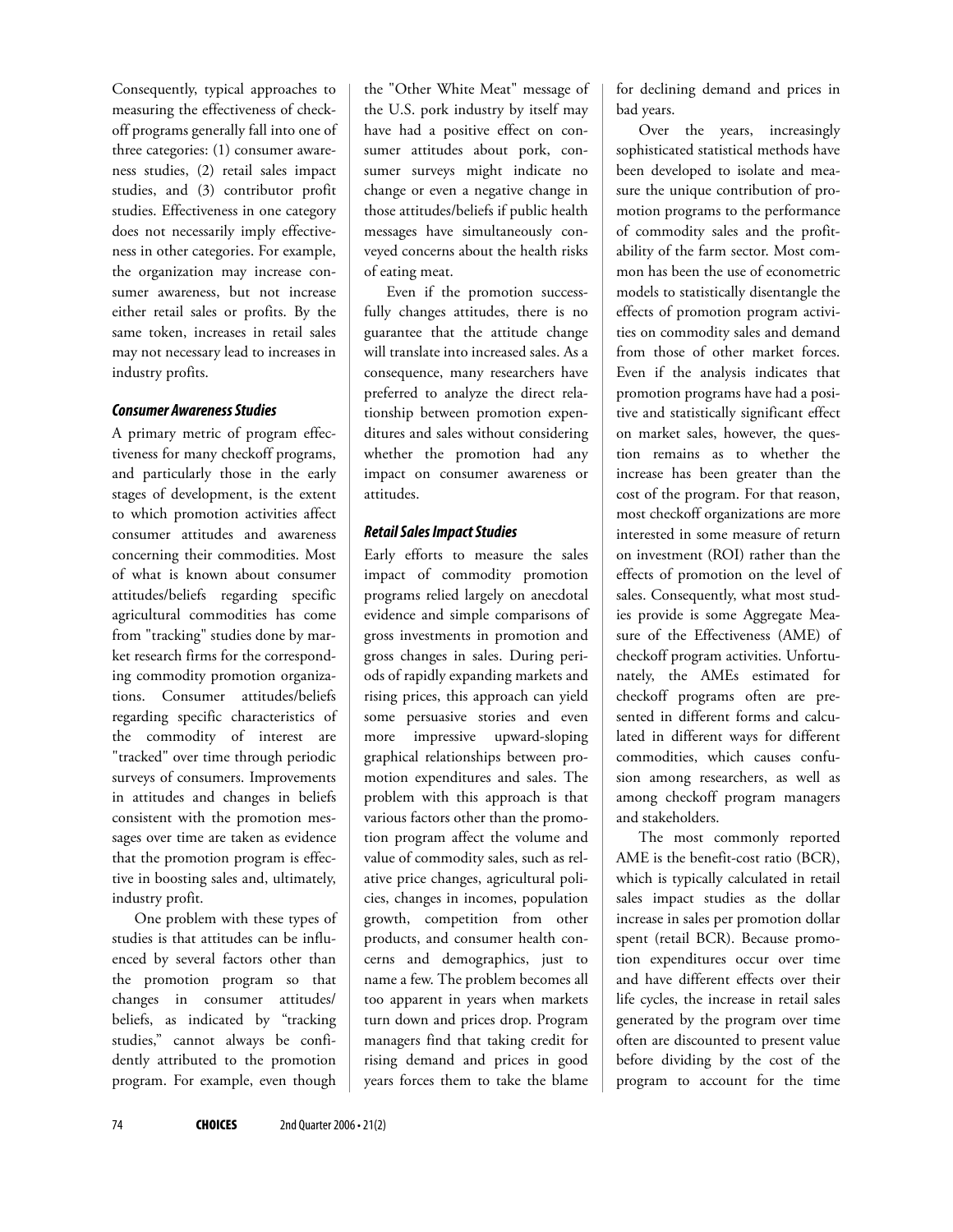Consequently, typical approaches to measuring the effectiveness of checkoff programs generally fall into one of three categories: (1) consumer awareness studies, (2) retail sales impact studies, and (3) contributor profit studies. Effectiveness in one category does not necessarily imply effectiveness in other categories. For example, the organization may increase consumer awareness, but not increase either retail sales or profits. By the same token, increases in retail sales may not necessary lead to increases in industry profits.

### *Consumer Awareness Studies*

A primary metric of program effectiveness for many checkoff programs, and particularly those in the early stages of development, is the extent to which promotion activities affect consumer attitudes and awareness concerning their commodities. Most of what is known about consumer attitudes/beliefs regarding specific agricultural commodities has come from "tracking" studies done by market research firms for the corresponding commodity promotion organizations. Consumer attitudes/beliefs regarding specific characteristics of the commodity of interest are "tracked" over time through periodic surveys of consumers. Improvements in attitudes and changes in beliefs consistent with the promotion messages over time are taken as evidence that the promotion program is effective in boosting sales and, ultimately, industry profit.

One problem with these types of studies is that attitudes can be influenced by several factors other than the promotion program so that changes in consumer attitudes/beliefs, as indicated by "tracking studies," cannot always be confidently attributed to the promotion program. For example, even though the "Other White Meat" message of the U.S. pork industry by itself may have had a positive effect on consumer attitudes about pork, consumer surveys might indicate no change or even a negative change in those attitudes/beliefs if public health messages have simultaneously conveyed concerns about the health risks of eating meat.

Even if the promotion successfully changes attitudes, there is no guarantee that the attitude change will translate into increased sales. As a consequence, many researchers have preferred to analyze the direct relationship between promotion expenditures and sales without considering whether the promotion had any impact on consumer awareness or attitudes.

### *Retail Sales Impact Studies*

Early efforts to measure the sales impact of commodity promotion programs relied largely on anecdotal evidence and simple comparisons of gross investments in promotion and gross changes in sales. During periods of rapidly expanding markets and rising prices, this approach can yield some persuasive stories and even more impressive upward-sloping graphical relationships between promotion expenditures and sales. The problem with this approach is that various factors other than the promotion program affect the volume and value of commodity sales, such as relative price changes, agricultural policies, changes in incomes, population growth, competition from other products, and consumer health concerns and demographics, just to name a few. The problem becomes all too apparent in years when markets turn down and prices drop. Program managers find that taking credit for rising demand and prices in good years forces them to take the blame for declining demand and prices in bad years.

Over the years, increasingly sophisticated statistical methods have been developed to isolate and measure the unique contribution of promotion programs to the performance of commodity sales and the profitability of the farm sector. Most common has been the use of econometric models to statistically disentangle the effects of promotion program activities on commodity sales and demand from those of other market forces. Even if the analysis indicates that promotion programs have had a positive and statistically significant effect on market sales, however, the question remains as to whether the increase has been greater than the cost of the program. For that reason, most checkoff organizations are more interested in some measure of return on investment (ROI) rather than the effects of promotion on the level of sales. Consequently, what most studies provide is some Aggregate Measure of the Effectiveness (AME) of checkoff program activities. Unfortunately, the AMEs estimated for checkoff programs often are presented in different forms and calculated in different ways for different commodities, which causes confusion among researchers, as well as among checkoff program managers and stakeholders.

The most commonly reported AME is the benefit-cost ratio (BCR), which is typically calculated in retail sales impact studies as the dollar increase in sales per promotion dollar spent (retail BCR). Because promotion expenditures occur over time and have different effects over their life cycles, the increase in retail sales generated by the program over time often are discounted to present value before dividing by the cost of the program to account for the time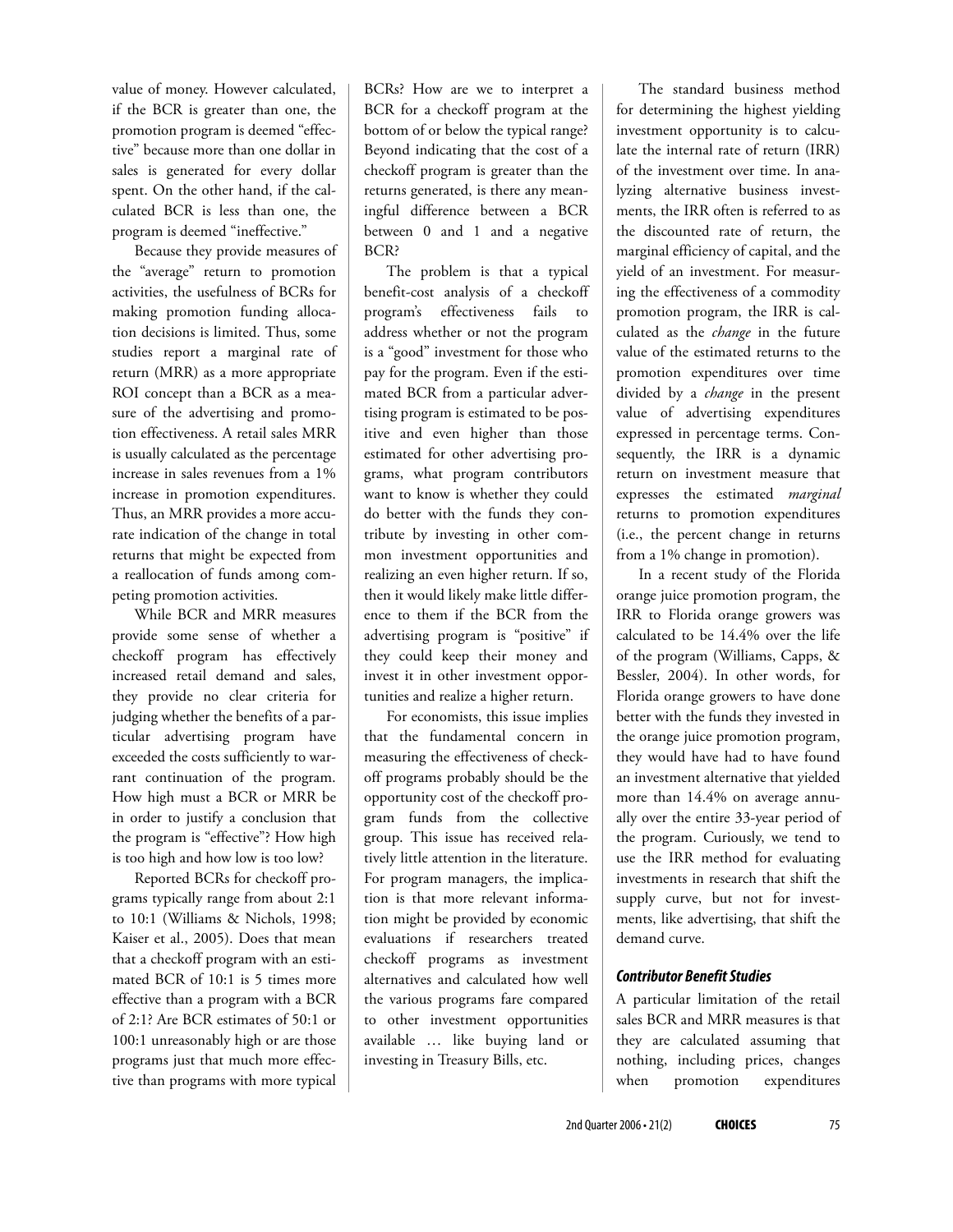value of money. However calculated, if the BCR is greater than one, the promotion program is deemed "effective" because more than one dollar in sales is generated for every dollar spent. On the other hand, if the calculated BCR is less than one, the program is deemed "ineffective."

Because they provide measures of the "average" return to promotion activities, the usefulness of BCRs for making promotion funding allocation decisions is limited. Thus, some studies report a marginal rate of return (MRR) as a more appropriate ROI concept than a BCR as a measure of the advertising and promotion effectiveness. A retail sales MRR is usually calculated as the percentage increase in sales revenues from a 1% increase in promotion expenditures. Thus, an MRR provides a more accurate indication of the change in total returns that might be expected from a reallocation of funds among competing promotion activities.

While BCR and MRR measures provide some sense of whether a checkoff program has effectively increased retail demand and sales, they provide no clear criteria for judging whether the benefits of a particular advertising program have exceeded the costs sufficiently to warrant continuation of the program. How high must a BCR or MRR be in order to justify a conclusion that the program is "effective"? How high is too high and how low is too low?

Reported BCRs for checkoff programs typically range from about 2:1 to 10:1 (Williams & Nichols, 1998; Kaiser et al., 2005). Does that mean that a checkoff program with an estimated BCR of 10:1 is 5 times more effective than a program with a BCR of 2:1? Are BCR estimates of 50:1 or 100:1 unreasonably high or are those programs just that much more effective than programs with more typical BCRs? How are we to interpret a BCR for a checkoff program at the bottom of or below the typical range? Beyond indicating that the cost of a checkoff program is greater than the returns generated, is there any meaningful difference between a BCR between 0 and 1 and a negative BCR?

The problem is that a typical benefit-cost analysis of a checkoff program's effectiveness fails to address whether or not the program is a "good" investment for those who pay for the program. Even if the estimated BCR from a particular advertising program is estimated to be positive and even higher than those estimated for other advertising programs, what program contributors want to know is whether they could do better with the funds they contribute by investing in other common investment opportunities and realizing an even higher return. If so, then it would likely make little difference to them if the BCR from the advertising program is "positive" if they could keep their money and invest it in other investment opportunities and realize a higher return.

For economists, this issue implies that the fundamental concern in measuring the effectiveness of checkoff programs probably should be the opportunity cost of the checkoff program funds from the collective group. This issue has received relatively little attention in the literature. For program managers, the implication is that more relevant information might be provided by economic evaluations if researchers treated checkoff programs as investment alternatives and calculated how well the various programs fare compared to other investment opportunities available … like buying land or investing in Treasury Bills, etc.

The standard business method for determining the highest yielding investment opportunity is to calculate the internal rate of return (IRR) of the investment over time. In analyzing alternative business investments, the IRR often is referred to as the discounted rate of return, the marginal efficiency of capital, and the yield of an investment. For measuring the effectiveness of a commodity promotion program, the IRR is calculated as the *change* in the future value of the estimated returns to the promotion expenditures over time divided by a *change* in the present value of advertising expenditures expressed in percentage terms. Consequently, the IRR is a dynamic return on investment measure that expresses the estimated *marginal* returns to promotion expenditures (i.e., the percent change in returns from a 1% change in promotion).

In a recent study of the Florida orange juice promotion program, the IRR to Florida orange growers was calculated to be 14.4% over the life of the program (Williams, Capps, & Bessler, 2004). In other words, for Florida orange growers to have done better with the funds they invested in the orange juice promotion program, they would have had to have found an investment alternative that yielded more than 14.4% on average annually over the entire 33-year period of the program. Curiously, we tend to use the IRR method for evaluating investments in research that shift the supply curve, but not for investments, like advertising, that shift the demand curve.

### *Contributor Benefit Studies*

A particular limitation of the retail sales BCR and MRR measures is that they are calculated assuming that nothing, including prices, changes when promotion expenditures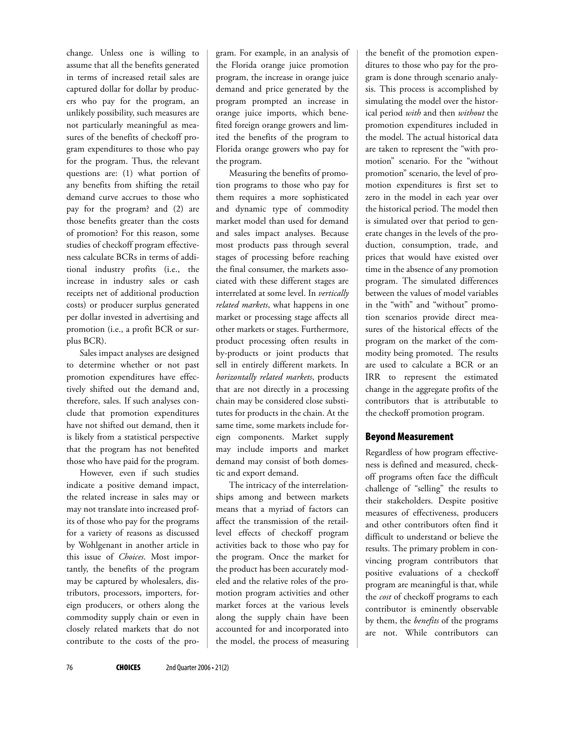change. Unless one is willing to assume that all the benefits generated in terms of increased retail sales are captured dollar for dollar by producers who pay for the program, an unlikely possibility, such measures are not particularly meaningful as measures of the benefits of checkoff program expenditures to those who pay for the program. Thus, the relevant questions are: (1) what portion of any benefits from shifting the retail demand curve accrues to those who pay for the program? and (2) are those benefits greater than the costs of promotion? For this reason, some studies of checkoff program effectiveness calculate BCRs in terms of additional industry profits (i.e., the increase in industry sales or cash receipts net of additional production costs) or producer surplus generated per dollar invested in advertising and promotion (i.e., a profit BCR or surplus BCR).

Sales impact analyses are designed to determine whether or not past promotion expenditures have effectively shifted out the demand and, therefore, sales. If such analyses conclude that promotion expenditures have not shifted out demand, then it is likely from a statistical perspective that the program has not benefited those who have paid for the program.

However, even if such studies indicate a positive demand impact, the related increase in sales may or may not translate into increased profits of those who pay for the programs for a variety of reasons as discussed by Wohlgenant in another article in this issue of *Choices*. Most importantly, the benefits of the program may be captured by wholesalers, distributors, processors, importers, foreign producers, or others along the commodity supply chain or even in closely related markets that do not contribute to the costs of the program. For example, in an analysis of the Florida orange juice promotion program, the increase in orange juice demand and price generated by the program prompted an increase in orange juice imports, which benefited foreign orange growers and limited the benefits of the program to Florida orange growers who pay for the program.

Measuring the benefits of promotion programs to those who pay for them requires a more sophisticated and dynamic type of commodity market model than used for demand and sales impact analyses. Because most products pass through several stages of processing before reaching the final consumer, the markets associated with these different stages are interrelated at some level. In *vertically related markets*, what happens in one market or processing stage affects all other markets or stages. Furthermore, product processing often results in by-products or joint products that sell in entirely different markets. In *horizontally related markets*, products that are not directly in a processing chain may be considered close substitutes for products in the chain. At the same time, some markets include foreign components. Market supply may include imports and market demand may consist of both domestic and export demand.

The intricacy of the interrelationships among and between markets means that a myriad of factors can affect the transmission of the retail-level effects of checkoff program activities back to those who pay for the program. Once the market for the product has been accurately modeled and the relative roles of the promotion program activities and other market forces at the various levels along the supply chain have been accounted for and incorporated into the model, the process of measuring the benefit of the promotion expenditures to those who pay for the program is done through scenario analysis. This process is accomplished by simulating the model over the historical period *with* and then *without* the promotion expenditures included in the model. The actual historical data are taken to represent the "with promotion" scenario. For the "without promotion" scenario, the level of promotion expenditures is first set to zero in the model in each year over the historical period. The model then is simulated over that period to generate changes in the levels of the production, consumption, trade, and prices that would have existed over time in the absence of any promotion program. The simulated differences between the values of model variables in the "with" and "without" promotion scenarios provide direct measures of the historical effects of the program on the market of the commodity being promoted. The results are used to calculate a BCR or an IRR to represent the estimated change in the aggregate profits of the contributors that is attributable to the checkoff promotion program.

## Beyond Measurement

Regardless of how program effectiveness is defined and measured, checkoff programs often face the difficult challenge of "selling" the results to their stakeholders. Despite positive measures of effectiveness, producers and other contributors often find it difficult to understand or believe the results. The primary problem in convincing program contributors that positive evaluations of a checkoff program are meaningful is that, while the *cost* of checkoff programs to each contributor is eminently observable by them, the *benefits* of the programs are not. While contributors can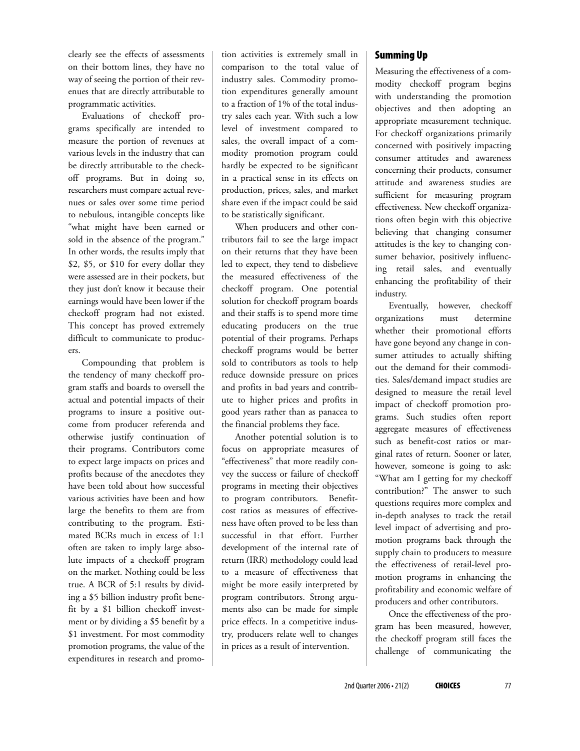clearly see the effects of assessments on their bottom lines, they have no way of seeing the portion of their revenues that are directly attributable to programmatic activities.

Evaluations of checkoff programs specifically are intended to measure the portion of revenues at various levels in the industry that can be directly attributable to the checkoff programs. But in doing so, researchers must compare actual revenues or sales over some time period to nebulous, intangible concepts like "what might have been earned or sold in the absence of the program." In other words, the results imply that $2, $5, or $10 for every dollar they were assessed are in their pockets, but they just don't know it because their earnings would have been lower if the checkoff program had not existed. This concept has proved extremely difficult to communicate to producers.

Compounding that problem is the tendency of many checkoff program staffs and boards to oversell the actual and potential impacts of their programs to insure a positive outcome from producer referenda and otherwise justify continuation of their programs. Contributors come to expect large impacts on prices and profits because of the anecdotes they have been told about how successful various activities have been and how large the benefits to them are from contributing to the program. Estimated BCRs much in excess of 1:1 often are taken to imply large absolute impacts of a checkoff program on the market. Nothing could be less true. A BCR of 5:1 results by dividing a $5 billion industry profit benefit by a $1 billion checkoff investment or by dividing a $5 benefit by a $1 investment. For most commodity promotion programs, the value of the expenditures in research and promotion activities is extremely small in comparison to the total value of industry sales. Commodity promotion expenditures generally amount to a fraction of 1% of the total industry sales each year. With such a low level of investment compared to sales, the overall impact of a commodity promotion program could hardly be expected to be significant in a practical sense in its effects on production, prices, sales, and market share even if the impact could be said to be statistically significant.

When producers and other contributors fail to see the large impact on their returns that they have been led to expect, they tend to disbelieve the measured effectiveness of the checkoff program. One potential solution for checkoff program boards and their staffs is to spend more time educating producers on the true potential of their programs. Perhaps checkoff programs would be better sold to contributors as tools to help reduce downside pressure on prices and profits in bad years and contribute to higher prices and profits in good years rather than as panacea to the financial problems they face.

Another potential solution is to focus on appropriate measures of "effectiveness" that more readily convey the success or failure of checkoff programs in meeting their objectives to program contributors. Benefit-cost ratios as measures of effectiveness have often proved to be less than successful in that effort. Further development of the internal rate of return (IRR) methodology could lead to a measure of effectiveness that might be more easily interpreted by program contributors. Strong arguments also can be made for simple price effects. In a competitive industry, producers relate well to changes in prices as a result of intervention.

## Summing Up

Measuring the effectiveness of a commodity checkoff program begins with understanding the promotion objectives and then adopting an appropriate measurement technique. For checkoff organizations primarily concerned with positively impacting consumer attitudes and awareness concerning their products, consumer attitude and awareness studies are sufficient for measuring program effectiveness. New checkoff organizations often begin with this objective believing that changing consumer attitudes is the key to changing consumer behavior, positively influencing retail sales, and eventually enhancing the profitability of their industry.

Eventually, however, checkoff organizations must determine whether their promotional efforts have gone beyond any change in consumer attitudes to actually shifting out the demand for their commodities. Sales/demand impact studies are designed to measure the retail level impact of checkoff promotion programs. Such studies often report aggregate measures of effectiveness such as benefit-cost ratios or marginal rates of return. Sooner or later, however, someone is going to ask: "What am I getting for my checkoff contribution?" The answer to such questions requires more complex and in-depth analyses to track the retail level impact of advertising and promotion programs back through the supply chain to producers to measure the effectiveness of retail-level promotion programs in enhancing the profitability and economic welfare of producers and other contributors.

Once the effectiveness of the program has been measured, however, the checkoff program still faces the challenge of communicating the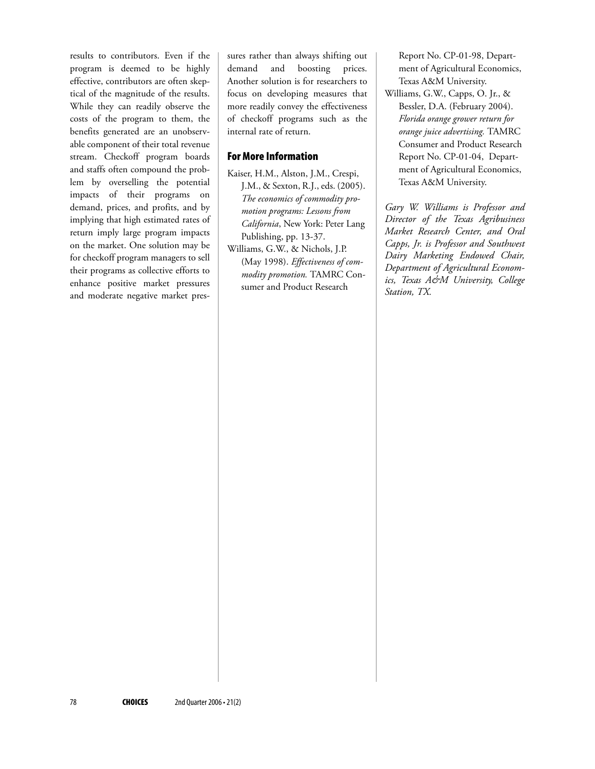results to contributors. Even if the program is deemed to be highly effective, contributors are often skeptical of the magnitude of the results. While they can readily observe the costs of the program to them, the benefits generated are an unobservable component of their total revenue stream. Checkoff program boards and staffs often compound the problem by overselling the potential impacts of their programs on demand, prices, and profits, and by implying that high estimated rates of return imply large program impacts on the market. One solution may be for checkoff program managers to sell their programs as collective efforts to enhance positive market pressures and moderate negative market pressures rather than always shifting out demand and boosting prices. Another solution is for researchers to focus on developing measures that more readily convey the effectiveness of checkoff programs such as the internal rate of return.

## For More Information

Kaiser, H.M., Alston, J.M., Crespi, J.M., & Sexton, R.J., eds. (2005). *The economics of commodity promotion programs: Lessons from California*, New York: Peter Lang Publishing, pp. 13-37.

Williams, G.W., & Nichols, J.P. (May 1998). *Effectiveness of commodity promotion.* TAMRC Consumer and Product Research Report No. CP-01-98, Department of Agricultural Economics, Texas A&M University.

Williams, G.W., Capps, O. Jr., & Bessler, D.A. (February 2004). *Florida orange grower return for orange juice advertising.* TAMRC Consumer and Product Research Report No. CP-01-04, Department of Agricultural Economics, Texas A&M University.

*Gary W. Williams is Professor and Director of the Texas Agribusiness Market Research Center, and Oral Capps, Jr. is Professor and Southwest Dairy Marketing Endowed Chair, Department of Agricultural Economics, Texas A&M University, College Station, TX.*